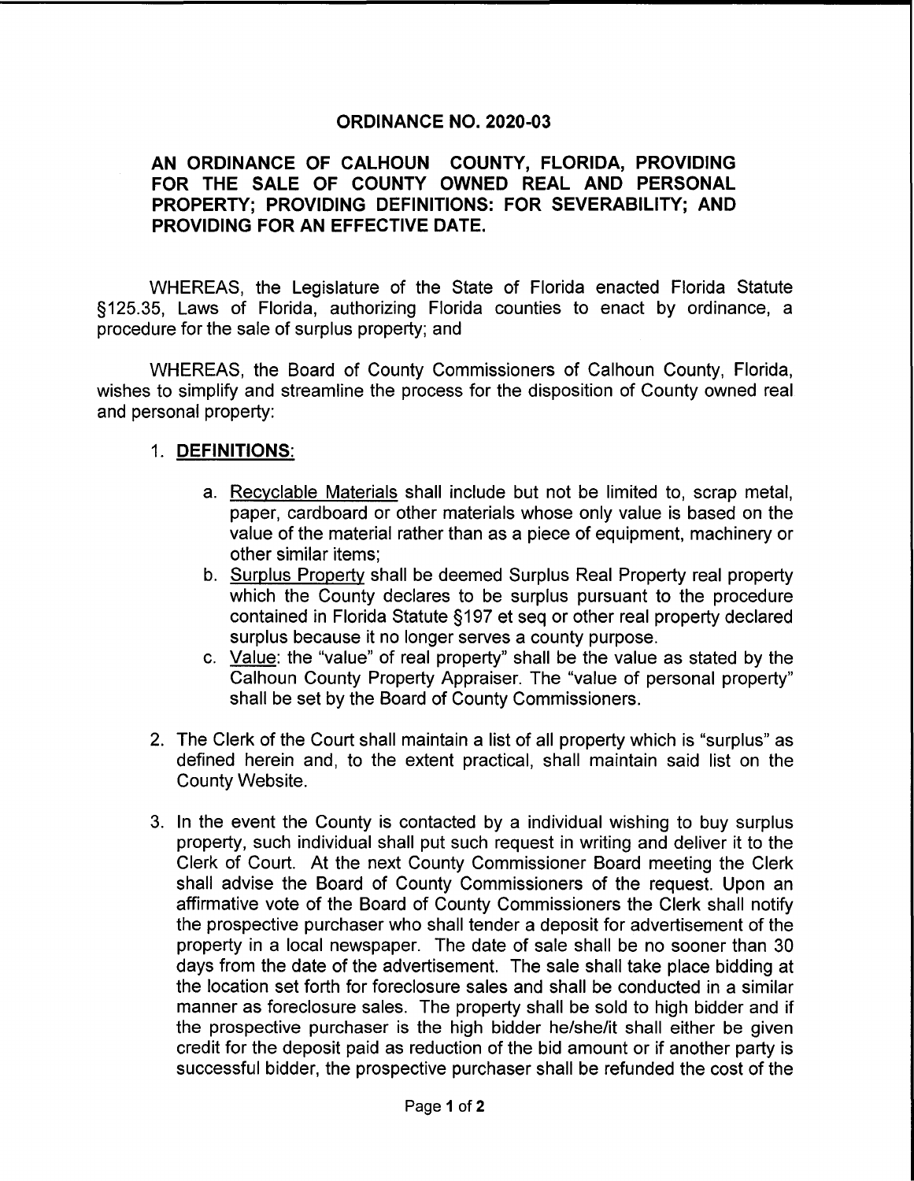# ORDINANCE NO. 2020-03

## AN ORDINANCE OF CALHOUN COUNTY, FLORIDA, PROVIDING FOR THE SALE OF COUNTY OWNED REAL AND PERSONAL PROPERTY; PROVIDING DEFINITIONS: FOR SEVERABILITY; AND PROVIDING FOR AN EFFECTIVE DATE.

WHEREAS, the Legislature of the State of Florida enacted Florida Statute §125.35, Laws of Florida, authorizing Florida counties to enact by ordinance, a procedure for the sale of surplus property; and

WHEREAS, the Board of County Commissioners of Calhoun County, Florida, wishes to simplify and streamline the process for the disposition of County owned real and personal property:

1. **DEFINITIONS**:
   a. Recyclable Materials shall include but not be limited to, scrap metal, paper, cardboard or other materials whose only value is based on the value of the material rather than as a piece of equipment, machinery or other similar items;
   b. Surplus Property shall be deemed Surplus Real Property real property which the County declares to be surplus pursuant to the procedure contained in Florida Statute §197 et seq or other real property declared surplus because it no longer serves a county purpose.
   c. Value: the "value" of real property" shall be the value as stated by the Calhoun County Property Appraiser. The "value of personal property" shall be set by the Board of County Commissioners.

2. The Clerk of the Court shall maintain a list of all property which is "surplus" as defined herein and, to the extent practical, shall maintain said list on the County Website.

3. In the event the County is contacted by a individual wishing to buy surplus property, such individual shall put such request in writing and deliver it to the Clerk of Court. At the next County Commissioner Board meeting the Clerk shall advise the Board of County Commissioners of the request. Upon an affirmative vote of the Board of County Commissioners the Clerk shall notify the prospective purchaser who shall tender a deposit for advertisement of the property in a local newspaper. The date of sale shall be no sooner than 30 days from the date of the advertisement. The sale shall take place bidding at the location set forth for foreclosure sales and shall be conducted in a similar manner as foreclosure sales. The property shall be sold to high bidder and if the prospective purchaser is the high bidder he/she/it shall either be given credit for the deposit paid as reduction of the bid amount or if another party is successful bidder, the prospective purchaser shall be refunded the cost of the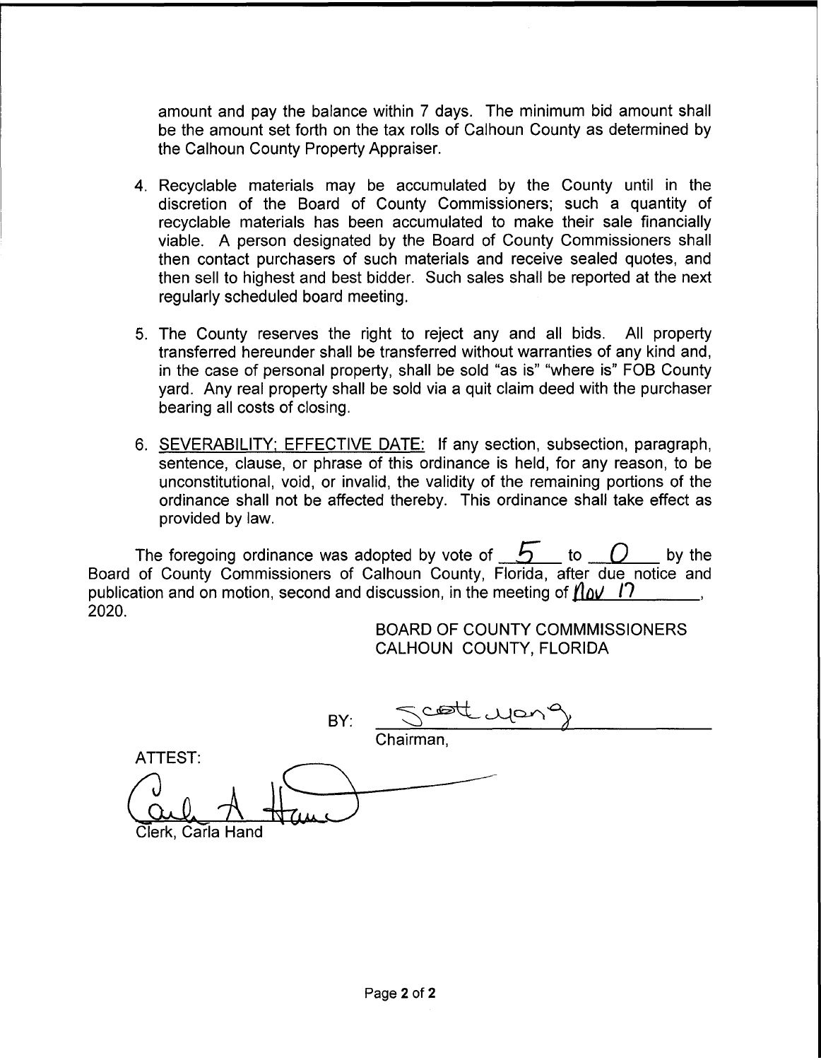amount and pay the balance within 7 days. The minimum bid amount shall be the amount set forth on the tax rolls of Calhoun County as determined by the Calhoun County Property Appraiser.

4. Recyclable materials may be accumulated by the County until in the discretion of the Board of County Commissioners; such a quantity of recyclable materials has been accumulated to make their sale financially viable. A person designated by the Board of County Commissioners shall then contact purchasers of such materials and receive sealed quotes, and then sell to highest and best bidder. Such sales shall be reported at the next regularly scheduled board meeting.

5. The County reserves the right to reject any and all bids. All property transferred hereunder shall be transferred without warranties of any kind and, in the case of personal property, shall be sold "as is" "where is" FOB County yard. Any real property shall be sold via a quit claim deed with the purchaser bearing all costs of closing.

6. SEVERABILITY; EFFECTIVE DATE: If any section, subsection, paragraph, sentence, clause, or phrase of this ordinance is held, for any reason, to be unconstitutional, void, or invalid, the validity of the remaining portions of the ordinance shall not be affected thereby. This ordinance shall take effect as provided by law.

The foregoing ordinance was adopted by vote of 5 to 0 by the Board of County Commissioners of Calhoun County, Florida, after due notice and publication and on motion, second and discussion, in the meeting of Nov 17, 2020.

BOARD OF COUNTY COMMMISSIONERS
CALHOUN COUNTY, FLORIDA

BY: Scott Young
Chairman,

ATTEST:

Carla A Hand
Clerk, Carla Hand